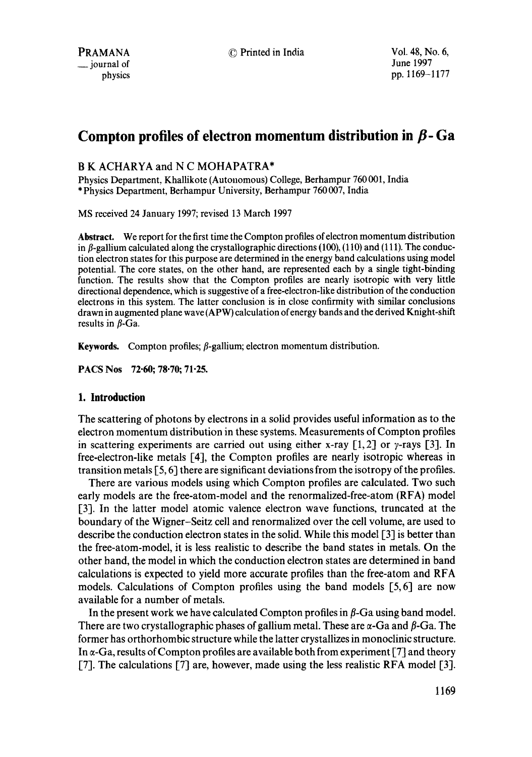# Compton profiles of electron momentum distribution in $\beta$-Ga

B K ACHARYA and N C MOHAPATRA*

Physics Department, Khallikote (Autonomous) College, Berhampur 760 001, India
*Physics Department, Berhampur University, Berhampur 760 007, India

MS received 24 January 1997; revised 13 March 1997

**Abstract.** We report for the first time the Compton profiles of electron momentum distribution in $\beta$-gallium calculated along the crystallographic directions (100), (110) and (111). The conduction electron states for this purpose are determined in the energy band calculations using model potential. The core states, on the other hand, are represented each by a single tight-binding function. The results show that the Compton profiles are nearly isotropic with very little directional dependence, which is suggestive of a free-electron-like distribution of the conduction electrons in this system. The latter conclusion is in close confirmity with similar conclusions drawn in augmented plane wave (APW) calculation of energy bands and the derived Knight-shift results in $\beta$-Ga.

**Keywords.** Compton profiles; $\beta$-gallium; electron momentum distribution.

**PACS Nos** 72·60; 78·70; 71·25.

## 1. Introduction

The scattering of photons by electrons in a solid provides useful information as to the electron momentum distribution in these systems. Measurements of Compton profiles in scattering experiments are carried out using either x-ray [1, 2] or $\gamma$-rays [3]. In free-electron-like metals [4], the Compton profiles are nearly isotropic whereas in transition metals [5, 6] there are significant deviations from the isotropy of the profiles.

There are various models using which Compton profiles are calculated. Two such early models are the free-atom-model and the renormalized-free-atom (RFA) model [3]. In the latter model atomic valence electron wave functions, truncated at the boundary of the Wigner–Seitz cell and renormalized over the cell volume, are used to describe the conduction electron states in the solid. While this model [3] is better than the free-atom-model, it is less realistic to describe the band states in metals. On the other hand, the model in which the conduction electron states are determined in band calculations is expected to yield more accurate profiles than the free-atom and RFA models. Calculations of Compton profiles using the band models [5, 6] are now available for a number of metals.

In the present work we have calculated Compton profiles in $\beta$-Ga using band model. There are two crystallographic phases of gallium metal. These are $\alpha$-Ga and $\beta$-Ga. The former has orthorhombic structure while the latter crystallizes in monoclinic structure. In $\alpha$-Ga, results of Compton profiles are available both from experiment [7] and theory [7]. The calculations [7] are, however, made using the less realistic RFA model [3].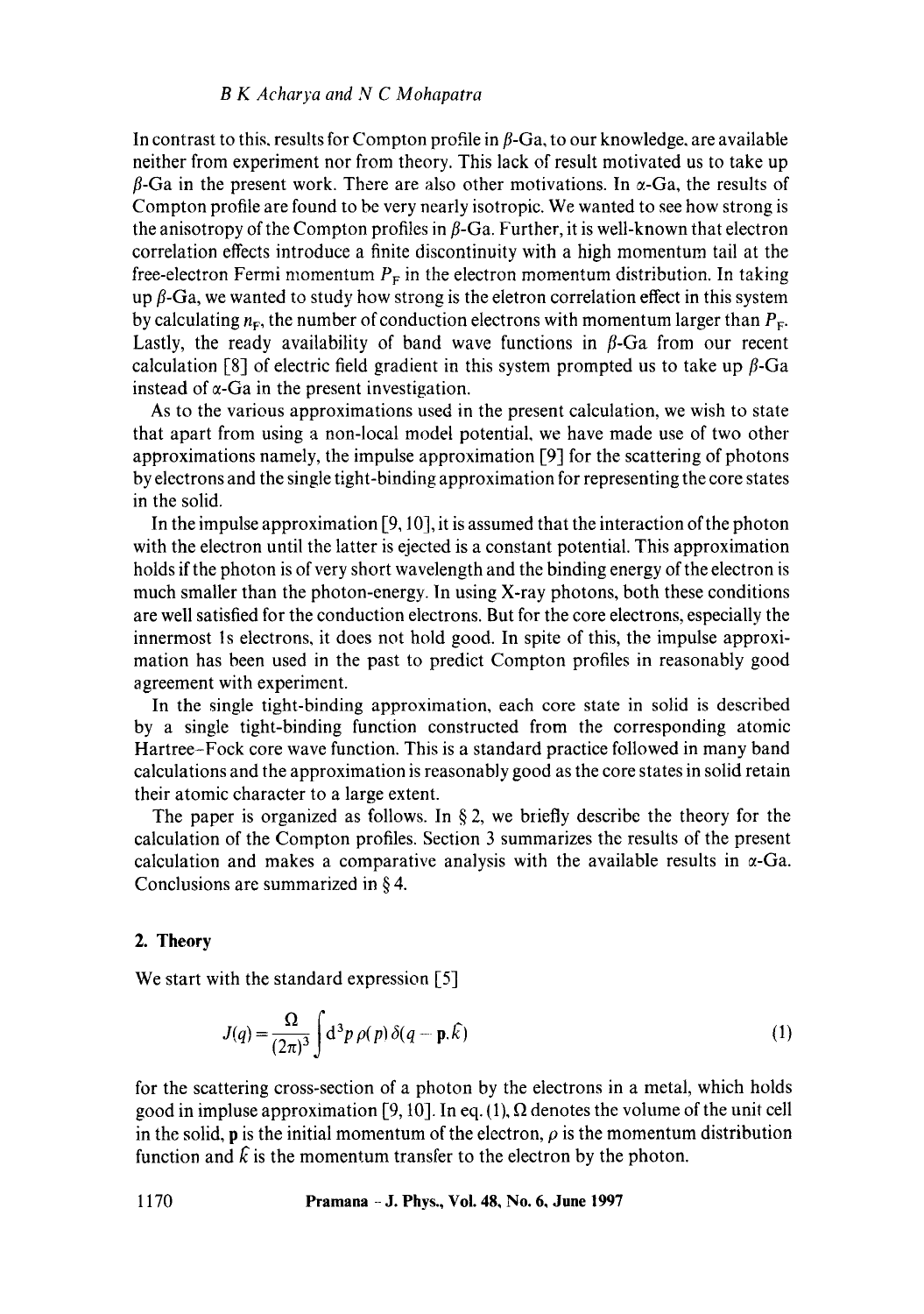In contrast to this, results for Compton profile in $\beta$-Ga, to our knowledge, are available neither from experiment nor from theory. This lack of result motivated us to take up $\beta$-Ga in the present work. There are also other motivations. In $\alpha$-Ga, the results of Compton profile are found to be very nearly isotropic. We wanted to see how strong is the anisotropy of the Compton profiles in $\beta$-Ga. Further, it is well-known that electron correlation effects introduce a finite discontinuity with a high momentum tail at the free-electron Fermi momentum $P_F$ in the electron momentum distribution. In taking up $\beta$-Ga, we wanted to study how strong is the eletron correlation effect in this system by calculating $n_F$, the number of conduction electrons with momentum larger than $P_F$. Lastly, the ready availability of band wave functions in $\beta$-Ga from our recent calculation [8] of electric field gradient in this system prompted us to take up $\beta$-Ga instead of $\alpha$-Ga in the present investigation.

As to the various approximations used in the present calculation, we wish to state that apart from using a non-local model potential, we have made use of two other approximations namely, the impulse approximation [9] for the scattering of photons by electrons and the single tight-binding approximation for representing the core states in the solid.

In the impulse approximation [9, 10], it is assumed that the interaction of the photon with the electron until the latter is ejected is a constant potential. This approximation holds if the photon is of very short wavelength and the binding energy of the electron is much smaller than the photon-energy. In using X-ray photons, both these conditions are well satisfied for the conduction electrons. But for the core electrons, especially the innermost 1s electrons, it does not hold good. In spite of this, the impulse approximation has been used in the past to predict Compton profiles in reasonably good agreement with experiment.

In the single tight-binding approximation, each core state in solid is described by a single tight-binding function constructed from the corresponding atomic Hartree–Fock core wave function. This is a standard practice followed in many band calculations and the approximation is reasonably good as the core states in solid retain their atomic character to a large extent.

The paper is organized as follows. In § 2, we briefly describe the theory for the calculation of the Compton profiles. Section 3 summarizes the results of the present calculation and makes a comparative analysis with the available results in $\alpha$-Ga. Conclusions are summarized in § 4.

## 2. Theory

We start with the standard expression [5]

$$J(q) = \frac{\Omega}{(2\pi)^3} \int d^3p \, \rho(p) \, \delta(q - \mathbf{p}.\hat{k}) \tag{1}$$

for the scattering cross-section of a photon by the electrons in a metal, which holds good in impluse approximation [9, 10]. In eq. (1), $\Omega$ denotes the volume of the unit cell in the solid, $\mathbf{p}$ is the initial momentum of the electron, $\rho$ is the momentum distribution function and $\hat{k}$ is the momentum transfer to the electron by the photon.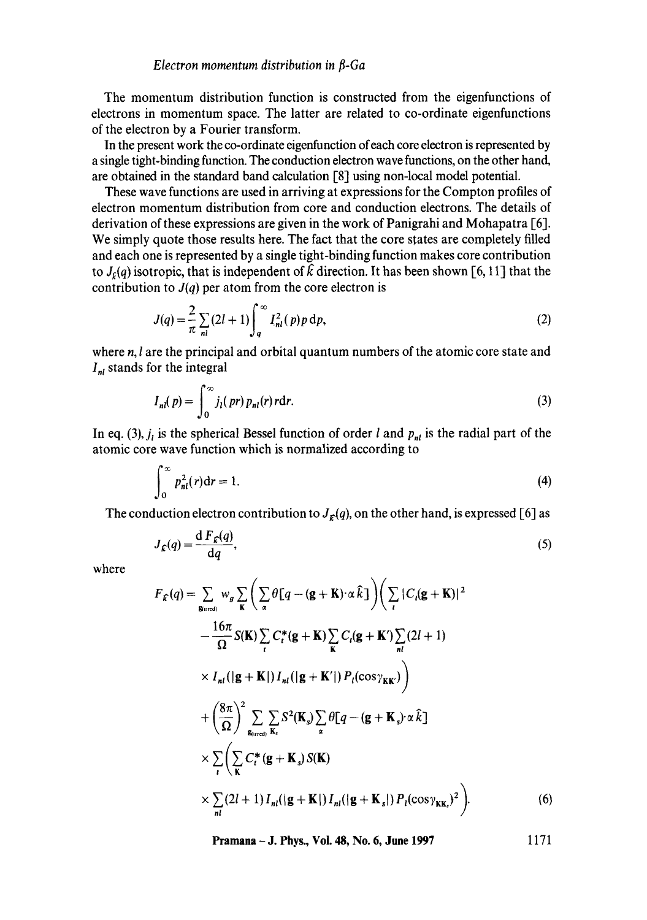The momentum distribution function is constructed from the eigenfunctions of electrons in momentum space. The latter are related to co-ordinate eigenfunctions of the electron by a Fourier transform.

In the present work the co-ordinate eigenfunction of each core electron is represented by a single tight-binding function. The conduction electron wave functions, on the other hand, are obtained in the standard band calculation [8] using non-local model potential.

These wave functions are used in arriving at expressions for the Compton profiles of electron momentum distribution from core and conduction electrons. The details of derivation of these expressions are given in the work of Panigrahi and Mohapatra [6]. We simply quote those results here. The fact that the core states are completely filled and each one is represented by a single tight-binding function makes core contribution to $J_{\hat{k}}(q)$ isotropic, that is independent of $\hat{k}$ direction. It has been shown [6, 11] that the contribution to $J(q)$ per atom from the core electron is

$$J(q) = \frac{2}{\pi} \sum_{nl} (2l+1) \int_q^{\infty} I_{nl}^2(p) p \, \mathrm{d}p, \tag{2}$$

where $n, l$ are the principal and orbital quantum numbers of the atomic core state and $I_{nl}$ stands for the integral

$$I_{nl}(p) = \int_0^{\infty} j_l(pr) p_{nl}(r) r \mathrm{d}r. \tag{3}$$

In eq. (3), $j_l$ is the spherical Bessel function of order $l$ and $p_{nl}$ is the radial part of the atomic core wave function which is normalized according to

$$\int_0^{\infty} p_{nl}^2(r) \mathrm{d}r = 1. \tag{4}$$

The conduction electron contribution to $J_{\hat{k}}(q)$, on the other hand, is expressed [6] as

$$J_{\hat{k}}(q) = \frac{\mathrm{d}F_{\hat{k}}(q)}{\mathrm{d}q}, \tag{5}$$

where

$$\begin{aligned}
F_{\hat{k}}(q) = \sum_{\mathbf{g}_{(\mathrm{irred})}} w_g \sum_{\mathbf{K}} \Bigg( \sum_{\alpha} \theta[q - (\mathbf{g}+\mathbf{K}) \cdot \alpha \hat{k}] \Bigg) \Bigg( \sum_t |C_t(\mathbf{g}+\mathbf{K})|^2 \\
- \frac{16\pi}{\Omega} S(\mathbf{K}) \sum_t C_t^*(\mathbf{g}+\mathbf{K}) \sum_{\mathbf{K}'} C_t(\mathbf{g}+\mathbf{K}') \sum_{nl} (2l+1) \\
\times I_{nl}(|\mathbf{g}+\mathbf{K}|) I_{nl}(|\mathbf{g}+\mathbf{K}'|) P_l(\cos\gamma_{\mathbf{K}\mathbf{K}'}) \Bigg) \\
+ \left(\frac{8\pi}{\Omega}\right)^2 \sum_{\mathbf{g}_{(\mathrm{irred})}} \sum_{\mathbf{K}_s} S^2(\mathbf{K}_s) \sum_{\alpha} \theta[q - (\mathbf{g}+\mathbf{K}_s) \cdot \alpha \hat{k}] \\
\times \sum_t \Bigg( \sum_{\mathbf{K}} C_t^*(\mathbf{g}+\mathbf{K}_s) S(\mathbf{K}) \\
\times \sum_{nl} (2l+1) I_{nl}(|\mathbf{g}+\mathbf{K}|) I_{nl}(|\mathbf{g}+\mathbf{K}_s|) P_l(\cos\gamma_{\mathbf{K}\mathbf{K}_s})^2 \Bigg).
\end{aligned} \tag{6}$$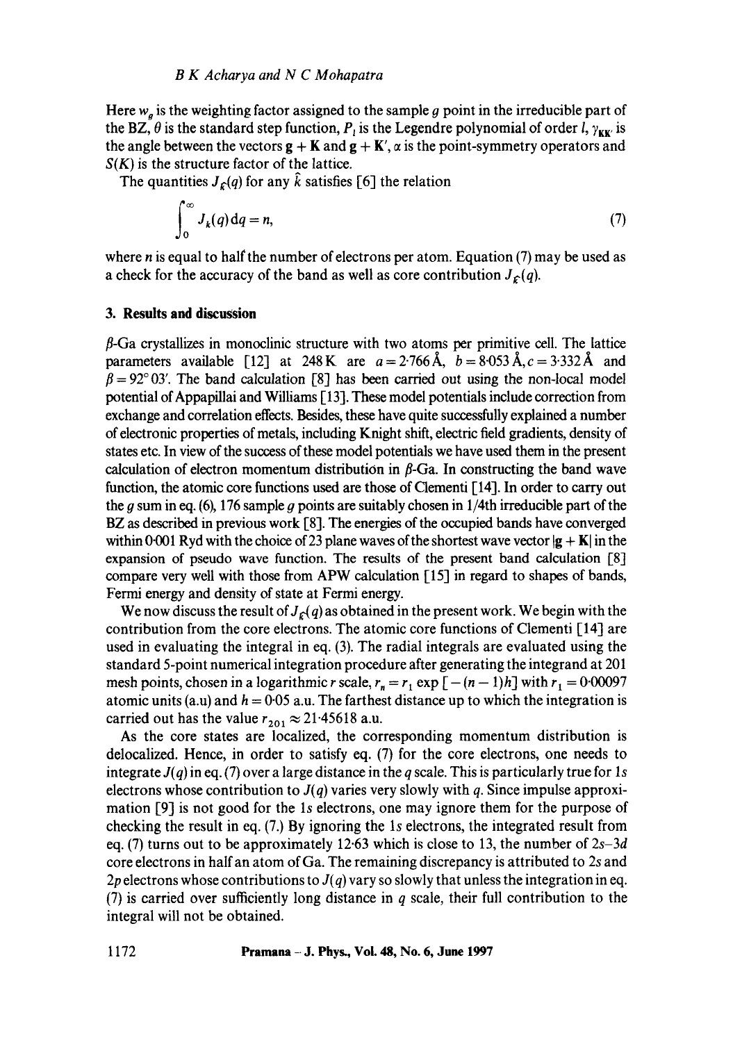Here $w_g$ is the weighting factor assigned to the sample $g$ point in the irreducible part of the BZ, $\theta$ is the standard step function, $P_l$ is the Legendre polynomial of order $l$, $\gamma_{KK'}$ is the angle between the vectors $\mathbf{g} + \mathbf{K}$ and $\mathbf{g} + \mathbf{K}'$, $\alpha$ is the point-symmetry operators and $S(K)$ is the structure factor of the lattice.

The quantities $J_{\hat{k}}(q)$ for any $\hat{k}$ satisfies [6] the relation

$$\int_0^\infty J_k(q)\,\mathrm{d}q = n, \tag{7}$$

where $n$ is equal to half the number of electrons per atom. Equation (7) may be used as a check for the accuracy of the band as well as core contribution $J_{\hat{k}}(q)$.

## 3. Results and discussion

$\beta$-Ga crystallizes in monoclinic structure with two atoms per primitive cell. The lattice parameters available [12] at 248 K are $a = 2{\cdot}766\,\text{Å}$, $b = 8{\cdot}053\,\text{Å}$, $c = 3{\cdot}332\,\text{Å}$ and $\beta = 92°\,03'$. The band calculation [8] has been carried out using the non-local model potential of Appapillai and Williams [13]. These model potentials include correction from exchange and correlation effects. Besides, these have quite successfully explained a number of electronic properties of metals, including Knight shift, electric field gradients, density of states etc. In view of the success of these model potentials we have used them in the present calculation of electron momentum distribution in $\beta$-Ga. In constructing the band wave function, the atomic core functions used are those of Clementi [14]. In order to carry out the $g$ sum in eq. (6), 176 sample $g$ points are suitably chosen in 1/4th irreducible part of the BZ as described in previous work [8]. The energies of the occupied bands have converged within 0·001 Ryd with the choice of 23 plane waves of the shortest wave vector $|\mathbf{g} + \mathbf{K}|$ in the expansion of pseudo wave function. The results of the present band calculation [8] compare very well with those from APW calculation [15] in regard to shapes of bands, Fermi energy and density of state at Fermi energy.

We now discuss the result of $J_{\hat{k}}(q)$ as obtained in the present work. We begin with the contribution from the core electrons. The atomic core functions of Clementi [14] are used in evaluating the integral in eq. (3). The radial integrals are evaluated using the standard 5-point numerical integration procedure after generating the integrand at 201 mesh points, chosen in a logarithmic $r$ scale, $r_n = r_1 \exp[-(n-1)h]$ with $r_1 = 0{\cdot}00097$ atomic units (a.u) and $h = 0{\cdot}05$ a.u. The farthest distance up to which the integration is carried out has the value $r_{201} \approx 21{\cdot}45618$ a.u.

As the core states are localized, the corresponding momentum distribution is delocalized. Hence, in order to satisfy eq. (7) for the core electrons, one needs to integrate $J(q)$ in eq. (7) over a large distance in the $q$ scale. This is particularly true for 1$s$ electrons whose contribution to $J(q)$ varies very slowly with $q$. Since impulse approximation [9] is not good for the 1$s$ electrons, one may ignore them for the purpose of checking the result in eq. (7.) By ignoring the 1$s$ electrons, the integrated result from eq. (7) turns out to be approximately 12·63 which is close to 13, the number of 2$s$–3$d$ core electrons in half an atom of Ga. The remaining discrepancy is attributed to 2$s$ and 2$p$ electrons whose contributions to $J(q)$ vary so slowly that unless the integration in eq. (7) is carried over sufficiently long distance in $q$ scale, their full contribution to the integral will not be obtained.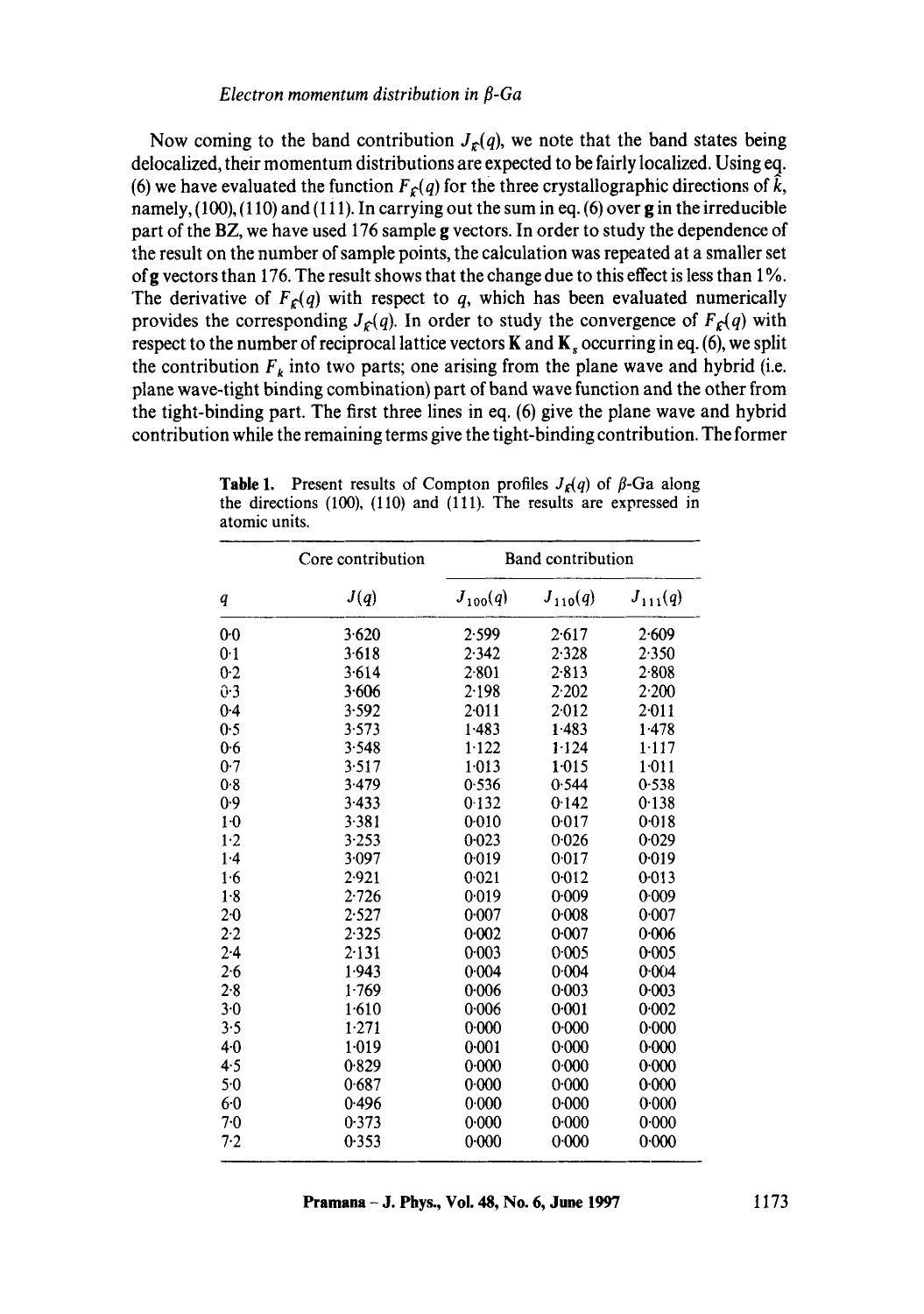Now coming to the band contribution $J_{\hat{k}}(q)$, we note that the band states being delocalized, their momentum distributions are expected to be fairly localized. Using eq. (6) we have evaluated the function $F_{\hat{k}}(q)$ for the three crystallographic directions of $\hat{k}$, namely, (100), (110) and (111). In carrying out the sum in eq. (6) over **g** in the irreducible part of the BZ, we have used 176 sample **g** vectors. In order to study the dependence of the result on the number of sample points, the calculation was repeated at a smaller set of **g** vectors than 176. The result shows that the change due to this effect is less than 1%. The derivative of $F_{\hat{k}}(q)$ with respect to $q$, which has been evaluated numerically provides the corresponding $J_{\hat{k}}(q)$. In order to study the convergence of $F_{\hat{k}}(q)$ with respect to the number of reciprocal lattice vectors **K** and $\mathbf{K}_s$ occurring in eq. (6), we split the contribution $F_k$ into two parts; one arising from the plane wave and hybrid (i.e. plane wave-tight binding combination) part of band wave function and the other from the tight-binding part. The first three lines in eq. (6) give the plane wave and hybrid contribution while the remaining terms give the tight-binding contribution. The former

**Table 1.** Present results of Compton profiles $J_{\hat{k}}(q)$ of $\beta$-Ga along the directions (100), (110) and (111). The results are expressed in atomic units.

| | Core contribution | Band contribution | | |
|---|---|---|---|---|
| $q$ | $J(q)$ | $J_{100}(q)$ | $J_{110}(q)$ | $J_{111}(q)$ |
| 0·0 | 3·620 | 2·599 | 2·617 | 2·609 |
| 0·1 | 3·618 | 2·342 | 2·328 | 2·350 |
| 0·2 | 3·614 | 2·801 | 2·813 | 2·808 |
| 0·3 | 3·606 | 2·198 | 2·202 | 2·200 |
| 0·4 | 3·592 | 2·011 | 2·012 | 2·011 |
| 0·5 | 3·573 | 1·483 | 1·483 | 1·478 |
| 0·6 | 3·548 | 1·122 | 1·124 | 1·117 |
| 0·7 | 3·517 | 1·013 | 1·015 | 1·011 |
| 0·8 | 3·479 | 0·536 | 0·544 | 0·538 |
| 0·9 | 3·433 | 0·132 | 0·142 | 0·138 |
| 1·0 | 3·381 | 0·010 | 0·017 | 0·018 |
| 1·2 | 3·253 | 0·023 | 0·026 | 0·029 |
| 1·4 | 3·097 | 0·019 | 0·017 | 0·019 |
| 1·6 | 2·921 | 0·021 | 0·012 | 0·013 |
| 1·8 | 2·726 | 0·019 | 0·009 | 0·009 |
| 2·0 | 2·527 | 0·007 | 0·008 | 0·007 |
| 2·2 | 2·325 | 0·002 | 0·007 | 0·006 |
| 2·4 | 2·131 | 0·003 | 0·005 | 0·005 |
| 2·6 | 1·943 | 0·004 | 0·004 | 0·004 |
| 2·8 | 1·769 | 0·006 | 0·003 | 0·003 |
| 3·0 | 1·610 | 0·006 | 0·001 | 0·002 |
| 3·5 | 1·271 | 0·000 | 0·000 | 0·000 |
| 4·0 | 1·019 | 0·001 | 0·000 | 0·000 |
| 4·5 | 0·829 | 0·000 | 0·000 | 0·000 |
| 5·0 | 0·687 | 0·000 | 0·000 | 0·000 |
| 6·0 | 0·496 | 0·000 | 0·000 | 0·000 |
| 7·0 | 0·373 | 0·000 | 0·000 | 0·000 |
| 7·2 | 0·353 | 0·000 | 0·000 | 0·000 |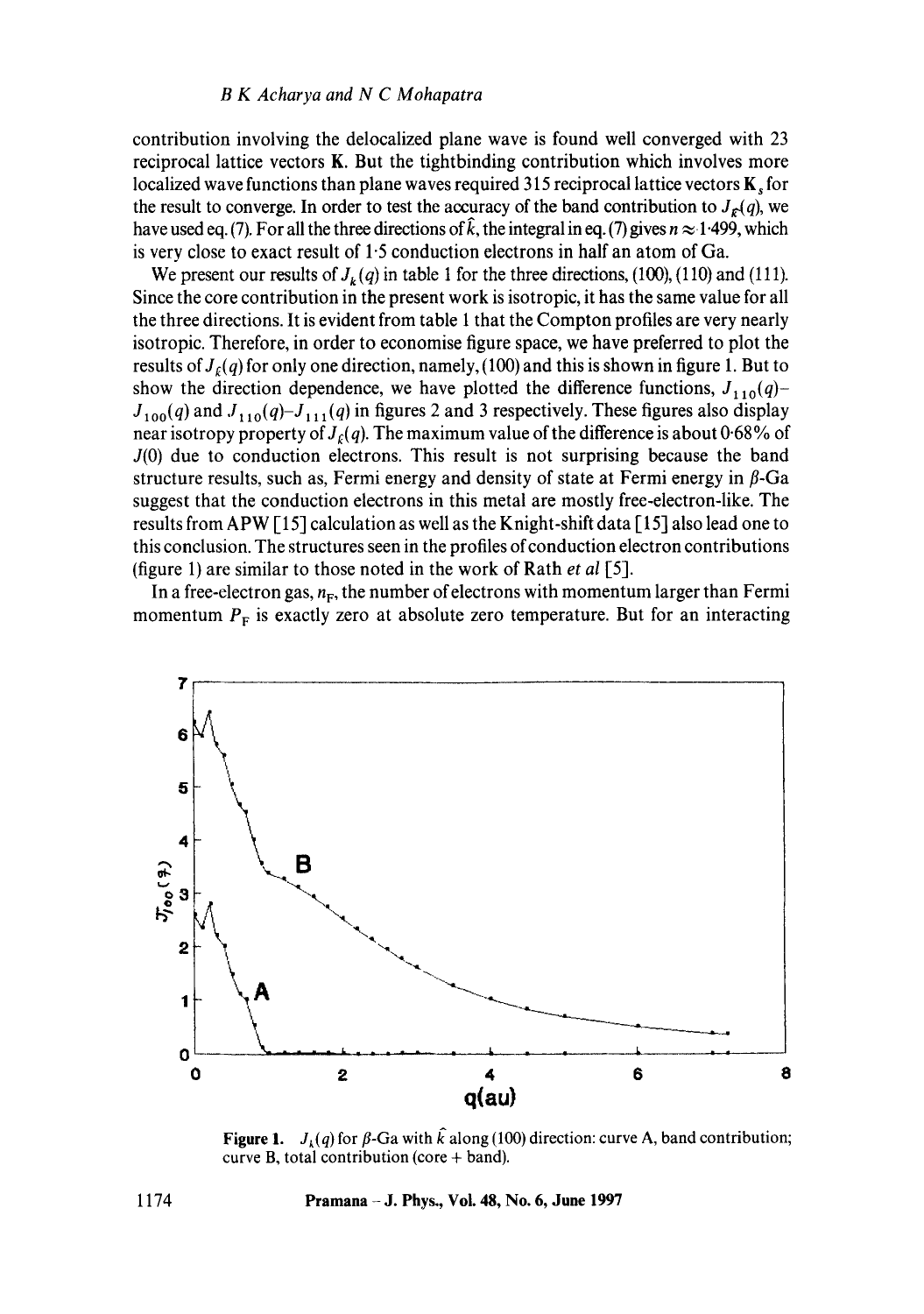contribution involving the delocalized plane wave is found well converged with 23 reciprocal lattice vectors $\mathbf{K}$. But the tightbinding contribution which involves more localized wave functions than plane waves required 315 reciprocal lattice vectors $\mathbf{K}_s$ for the result to converge. In order to test the accuracy of the band contribution to $J_{\hat{k}}(q)$, we have used eq. (7). For all the three directions of $\hat{k}$, the integral in eq. (7) gives $n \approx 1{\cdot}499$, which is very close to exact result of 1·5 conduction electrons in half an atom of Ga.

We present our results of $J_k(q)$ in table 1 for the three directions, (100), (110) and (111). Since the core contribution in the present work is isotropic, it has the same value for all the three directions. It is evident from table 1 that the Compton profiles are very nearly isotropic. Therefore, in order to economise figure space, we have preferred to plot the results of $J_{\hat{k}}(q)$ for only one direction, namely, (100) and this is shown in figure 1. But to show the direction dependence, we have plotted the difference functions, $J_{110}(q)-J_{100}(q)$ and $J_{110}(q)-J_{111}(q)$ in figures 2 and 3 respectively. These figures also display near isotropy property of $J_{\hat{k}}(q)$. The maximum value of the difference is about 0·68% of $J(0)$ due to conduction electrons. This result is not surprising because the band structure results, such as, Fermi energy and density of state at Fermi energy in $\beta$-Ga suggest that the conduction electrons in this metal are mostly free-electron-like. The results from APW [15] calculation as well as the Knight-shift data [15] also lead one to this conclusion. The structures seen in the profiles of conduction electron contributions (figure 1) are similar to those noted in the work of Rath *et al* [5].

In a free-electron gas, $n_F$, the number of electrons with momentum larger than Fermi momentum $P_F$ is exactly zero at absolute zero temperature. But for an interacting

$J_{100}(q)$

0 1 2 3 4 5 6 7

B

A

0 2 4 6 8

q(au)

**Figure 1.** $J_k(q)$ for $\beta$-Ga with $\hat{k}$ along (100) direction: curve A, band contribution; curve B, total contribution (core + band).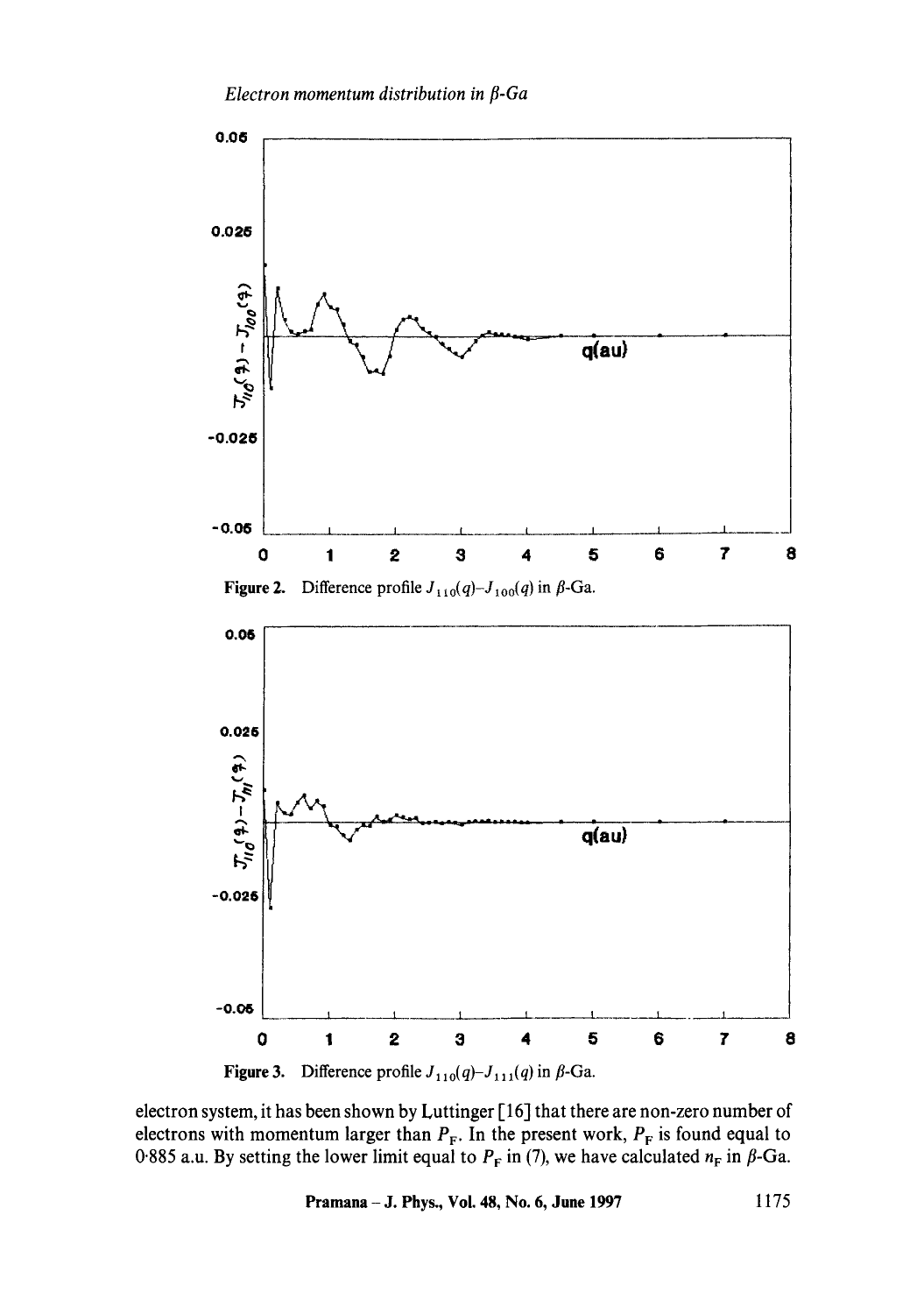0.05

0.025

$J_{110}(q) - J_{100}(q)$

q(au)

-0.025

-0.05

0 1 2 3 4 5 6 7 8

**Figure 2.** Difference profile $J_{110}(q)$–$J_{100}(q)$ in $\beta$-Ga.

0.05

0.025

$J_{110}(q) - J_{111}(q)$

q(au)

-0.025

-0.05

0 1 2 3 4 5 6 7 8

**Figure 3.** Difference profile $J_{110}(q)$–$J_{111}(q)$ in $\beta$-Ga.

electron system, it has been shown by Luttinger [16] that there are non-zero number of electrons with momentum larger than $P_F$. In the present work, $P_F$ is found equal to 0·885 a.u. By setting the lower limit equal to $P_F$ in (7), we have calculated $n_F$ in $\beta$-Ga.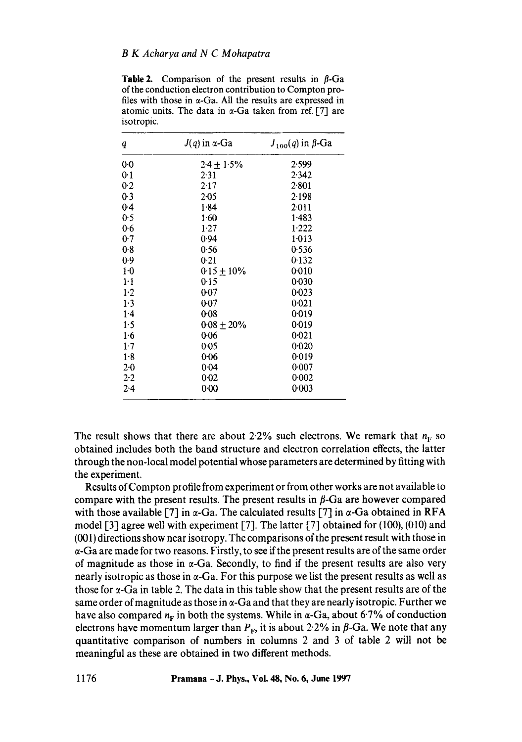**Table 2.** Comparison of the present results in $\beta$-Ga of the conduction electron contribution to Compton profiles with those in $\alpha$-Ga. All the results are expressed in atomic units. The data in $\alpha$-Ga taken from ref. [7] are isotropic.

| $q$ | $J(q)$ in $\alpha$-Ga | $J_{100}(q)$ in $\beta$-Ga |
|---|---|---|
| 0·0 | $2{\cdot}4 \pm 1{\cdot}5\%$ | 2·599 |
| 0·1 | 2·31 | 2·342 |
| 0·2 | 2·17 | 2·801 |
| 0·3 | 2·05 | 2·198 |
| 0·4 | 1·84 | 2·011 |
| 0·5 | 1·60 | 1·483 |
| 0·6 | 1·27 | 1·222 |
| 0·7 | 0·94 | 1·013 |
| 0·8 | 0·56 | 0·536 |
| 0·9 | 0·21 | 0·132 |
| 1·0 | $0{\cdot}15 \pm 10\%$ | 0·010 |
| 1·1 | 0·15 | 0·030 |
| 1·2 | 0·07 | 0·023 |
| 1·3 | 0·07 | 0·021 |
| 1·4 | 0·08 | 0·019 |
| 1·5 | $0{\cdot}08 \pm 20\%$ | 0·019 |
| 1·6 | 0·06 | 0·021 |
| 1·7 | 0·05 | 0·020 |
| 1·8 | 0·06 | 0·019 |
| 2·0 | 0·04 | 0·007 |
| 2·2 | 0·02 | 0·002 |
| 2·4 | 0·00 | 0·003 |

The result shows that there are about 2·2% such electrons. We remark that $n_F$ so obtained includes both the band structure and electron correlation effects, the latter through the non-local model potential whose parameters are determined by fitting with the experiment.

Results of Compton profile from experiment or from other works are not available to compare with the present results. The present results in $\beta$-Ga are however compared with those available [7] in $\alpha$-Ga. The calculated results [7] in $\alpha$-Ga obtained in RFA model [3] agree well with experiment [7]. The latter [7] obtained for (100), (010) and (001) directions show near isotropy. The comparisons of the present result with those in $\alpha$-Ga are made for two reasons. Firstly, to see if the present results are of the same order of magnitude as those in $\alpha$-Ga. Secondly, to find if the present results are also very nearly isotropic as those in $\alpha$-Ga. For this purpose we list the present results as well as those for $\alpha$-Ga in table 2. The data in this table show that the present results are of the same order of magnitude as those in $\alpha$-Ga and that they are nearly isotropic. Further we have also compared $n_F$ in both the systems. While in $\alpha$-Ga, about 6·7% of conduction electrons have momentum larger than $P_F$, it is about 2·2% in $\beta$-Ga. We note that any quantitative comparison of numbers in columns 2 and 3 of table 2 will not be meaningful as these are obtained in two different methods.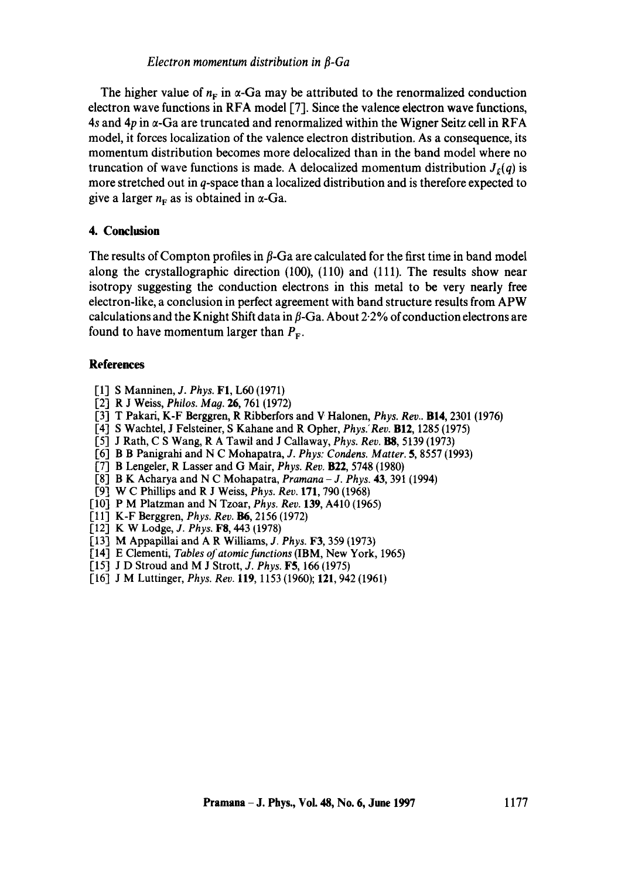The higher value of $n_F$ in $\alpha$-Ga may be attributed to the renormalized conduction electron wave functions in RFA model [7]. Since the valence electron wave functions, 4s and 4p in $\alpha$-Ga are truncated and renormalized within the Wigner Seitz cell in RFA model, it forces localization of the valence electron distribution. As a consequence, its momentum distribution becomes more delocalized than in the band model where no truncation of wave functions is made. A delocalized momentum distribution $J_{\vec{k}}(q)$ is more stretched out in $q$-space than a localized distribution and is therefore expected to give a larger $n_F$ as is obtained in $\alpha$-Ga.

## 4. Conclusion

The results of Compton profiles in $\beta$-Ga are calculated for the first time in band model along the crystallographic direction (100), (110) and (111). The results show near isotropy suggesting the conduction electrons in this metal to be very nearly free electron-like, a conclusion in perfect agreement with band structure results from APW calculations and the Knight Shift data in $\beta$-Ga. About 2·2% of conduction electrons are found to have momentum larger than $P_F$.

## References

[1] S Manninen, *J. Phys.* **F1**, L60 (1971)
[2] R J Weiss, *Philos. Mag.* **26**, 761 (1972)
[3] T Pakari, K-F Berggren, R Ribberfors and V Halonen, *Phys. Rev.* **B14**, 2301 (1976)
[4] S Wachtel, J Felsteiner, S Kahane and R Opher, *Phys. Rev.* **B12**, 1285 (1975)
[5] J Rath, C S Wang, R A Tawil and J Callaway, *Phys. Rev.* **B8**, 5139 (1973)
[6] B B Panigrahi and N C Mohapatra, *J. Phys: Condens. Matter.* **5**, 8557 (1993)
[7] B Lengeler, R Lasser and G Mair, *Phys. Rev.* **B22**, 5748 (1980)
[8] B K Acharya and N C Mohapatra, *Pramana – J. Phys.* **43**, 391 (1994)
[9] W C Phillips and R J Weiss, *Phys. Rev.* **171**, 790 (1968)
[10] P M Platzman and N Tzoar, *Phys. Rev.* **139**, A410 (1965)
[11] K-F Berggren, *Phys. Rev.* **B6**, 2156 (1972)
[12] K W Lodge, *J. Phys.* **F8**, 443 (1978)
[13] M Appapillai and A R Williams, *J. Phys.* **F3**, 359 (1973)
[14] E Clementi, *Tables of atomic functions* (IBM, New York, 1965)
[15] J D Stroud and M J Strott, *J. Phys.* **F5**, 166 (1975)
[16] J M Luttinger, *Phys. Rev.* **119**, 1153 (1960); **121**, 942 (1961)